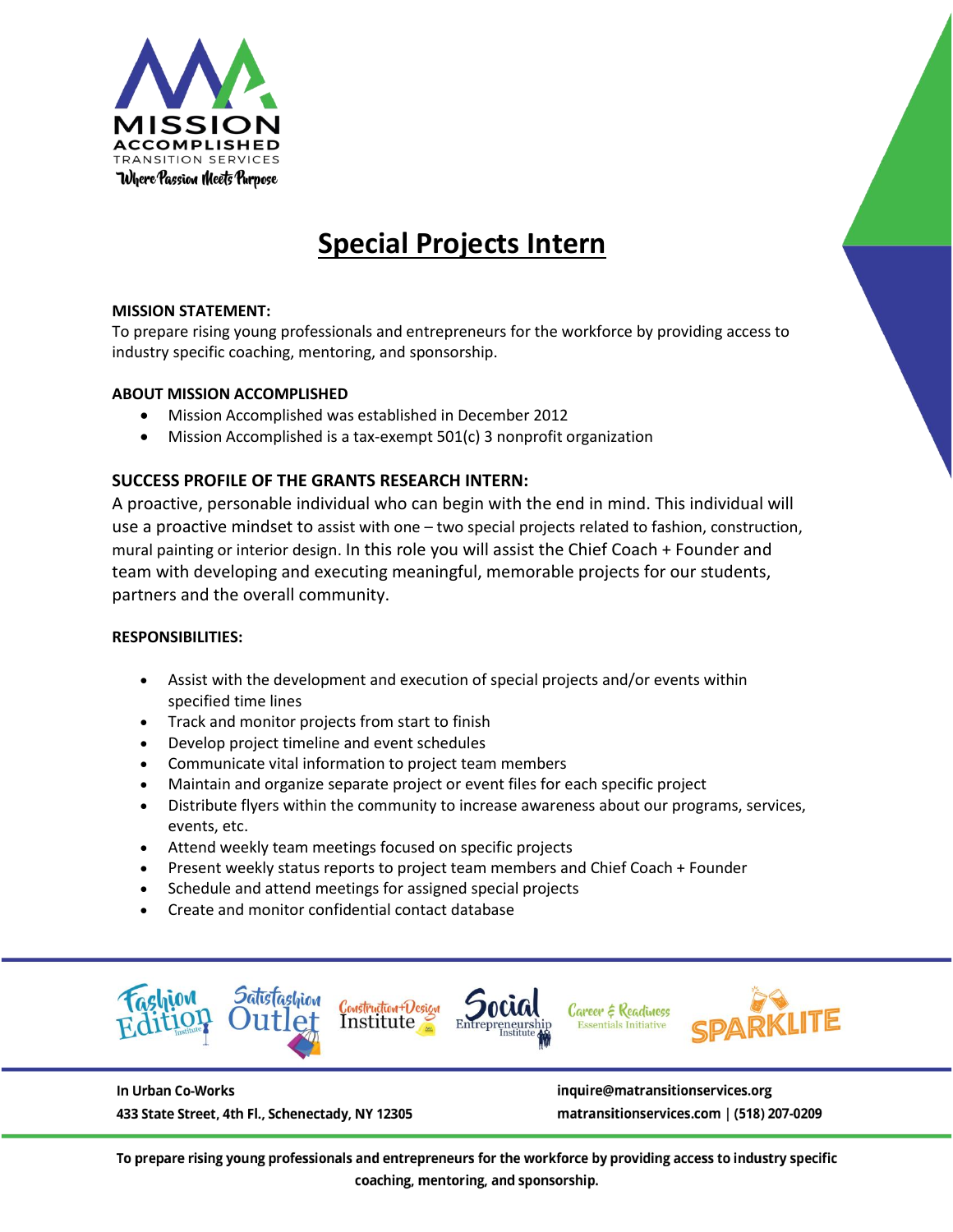MISSION ACCOMPLISHED TRANSITION SERVICES

*Where Passion Meets Purpose*

# Special Projects Intern

**MISSION STATEMENT:**

To prepare rising young professionals and entrepreneurs for the workforce by providing access to industry specific coaching, mentoring, and sponsorship.

**ABOUT MISSION ACCOMPLISHED**

- Mission Accomplished was established in December 2012
- Mission Accomplished is a tax-exempt 501(c) 3 nonprofit organization

**SUCCESS PROFILE OF THE GRANTS RESEARCH INTERN:**

A proactive, personable individual who can begin with the end in mind. This individual will use a proactive mindset to assist with one – two special projects related to fashion, construction, mural painting or interior design. In this role you will assist the Chief Coach + Founder and team with developing and executing meaningful, memorable projects for our students, partners and the overall community.

**RESPONSIBILITIES:**

- Assist with the development and execution of special projects and/or events within specified time lines
- Track and monitor projects from start to finish
- Develop project timeline and event schedules
- Communicate vital information to project team members
- Maintain and organize separate project or event files for each specific project
- Distribute flyers within the community to increase awareness about our programs, services, events, etc.
- Attend weekly team meetings focused on specific projects
- Present weekly status reports to project team members and Chief Coach + Founder
- Schedule and attend meetings for assigned special projects
- Create and monitor confidential contact database

Fashion Edition Institute | Satisfashion Outlet | Construction+Design Institute | Social Entrepreneurship Institute | Career & Readiness Essentials Initiative | SPARKLITE

**In Urban Co-Works**
**433 State Street, 4th Fl., Schenectady, NY 12305**

**inquire@matransitionservices.org**
**matransitionservices.com | (518) 207-0209**

**To prepare rising young professionals and entrepreneurs for the workforce by providing access to industry specific coaching, mentoring, and sponsorship.**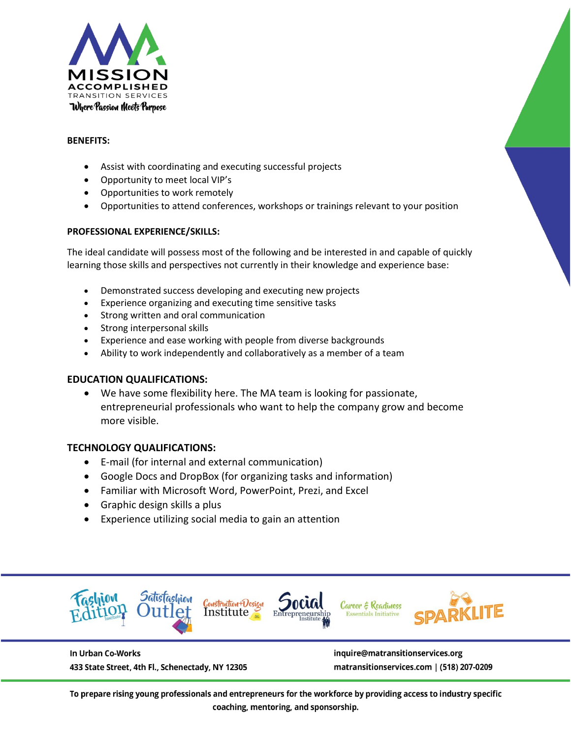## BENEFITS:

- Assist with coordinating and executing successful projects
- Opportunity to meet local VIP's
- Opportunities to work remotely
- Opportunities to attend conferences, workshops or trainings relevant to your position

## PROFESSIONAL EXPERIENCE/SKILLS:

The ideal candidate will possess most of the following and be interested in and capable of quickly learning those skills and perspectives not currently in their knowledge and experience base:

- Demonstrated success developing and executing new projects
- Experience organizing and executing time sensitive tasks
- Strong written and oral communication
- Strong interpersonal skills
- Experience and ease working with people from diverse backgrounds
- Ability to work independently and collaboratively as a member of a team

## EDUCATION QUALIFICATIONS:

- We have some flexibility here. The MA team is looking for passionate, entrepreneurial professionals who want to help the company grow and become more visible.

## TECHNOLOGY QUALIFICATIONS:

- E-mail (for internal and external communication)
- Google Docs and DropBox (for organizing tasks and information)
- Familiar with Microsoft Word, PowerPoint, Prezi, and Excel
- Graphic design skills a plus
- Experience utilizing social media to gain an attention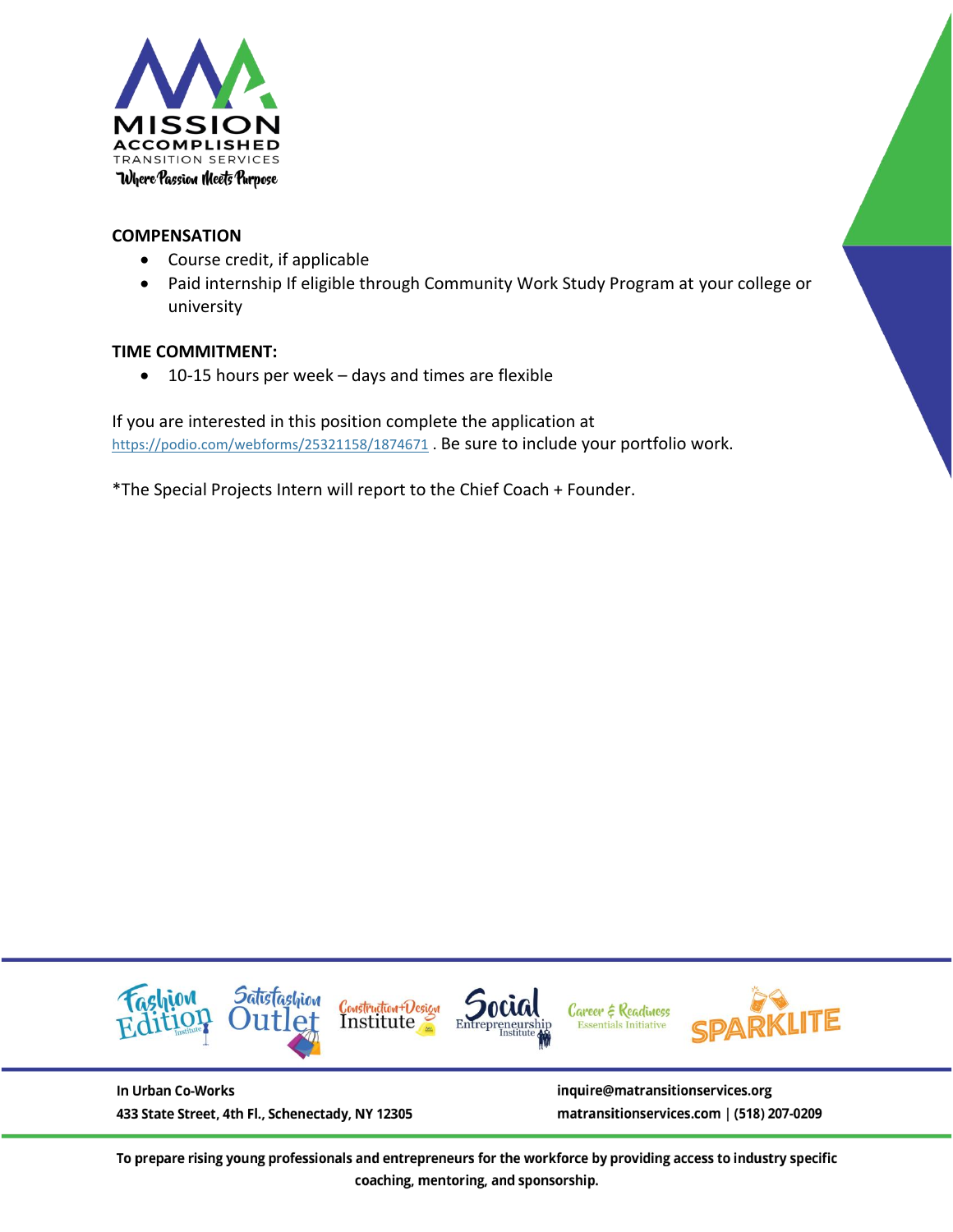## COMPENSATION

- Course credit, if applicable
- Paid internship If eligible through Community Work Study Program at your college or university

## TIME COMMITMENT:

- 10-15 hours per week – days and times are flexible

If you are interested in this position complete the application at https://podio.com/webforms/25321158/1874671 . Be sure to include your portfolio work.

*The Special Projects Intern will report to the Chief Coach + Founder.

In Urban Co-Works
433 State Street, 4th Fl., Schenectady, NY 12305

inquire@matransitionservices.org
matransitionservices.com | (518) 207-0209

To prepare rising young professionals and entrepreneurs for the workforce by providing access to industry specific coaching, mentoring, and sponsorship.